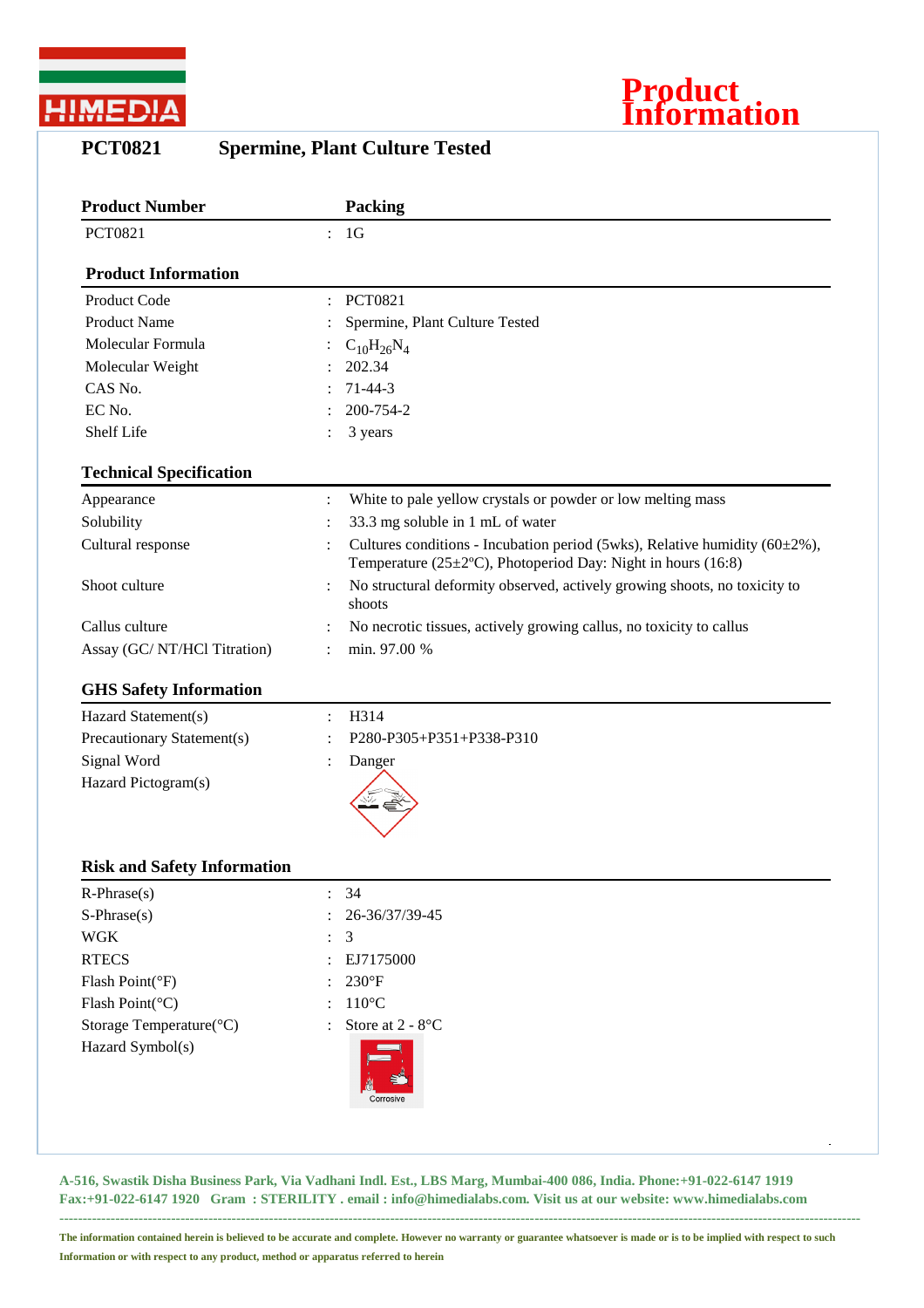# Product Information

## PCT0821 Spermine, Plant Culture Tested

| Product Number | Packing |
|---|---|
| PCT0821 | : 1G |

### Product Information

| | |
|---|---|
| Product Code | : PCT0821 |
| Product Name | : Spermine, Plant Culture Tested |
| Molecular Formula | : $C_{10}H_{26}N_4$ |
| Molecular Weight | : 202.34 |
| CAS No. | : 71-44-3 |
| EC No. | : 200-754-2 |
| Shelf Life | : 3 years |

### Technical Specification

| | |
|---|---|
| Appearance | : White to pale yellow crystals or powder or low melting mass |
| Solubility | : 33.3 mg soluble in 1 mL of water |
| Cultural response | : Cultures conditions - Incubation period (5wks), Relative humidity (60±2%), Temperature (25±2ºC), Photoperiod Day: Night in hours (16:8) |
| Shoot culture | : No structural deformity observed, actively growing shoots, no toxicity to shoots |
| Callus culture | : No necrotic tissues, actively growing callus, no toxicity to callus |
| Assay (GC/ NT/HCl Titration) | : min. 97.00 % |

### GHS Safety Information

| | |
|---|---|
| Hazard Statement(s) | : H314 |
| Precautionary Statement(s) | : P280-P305+P351+P338-P310 |
| Signal Word | : Danger |
| Hazard Pictogram(s) | |

### Risk and Safety Information

| | |
|---|---|
| R-Phrase(s) | : 34 |
| S-Phrase(s) | : 26-36/37/39-45 |
| WGK | : 3 |
| RTECS | : EJ7175000 |
| Flash Point(°F) | : 230°F |
| Flash Point(°C) | : 110°C |
| Storage Temperature(°C) | : Store at 2 - 8°C |
| Hazard Symbol(s) | Corrosive |

**A-516, Swastik Disha Business Park, Via Vadhani Indl. Est., LBS Marg, Mumbai-400 086, India. Phone:+91-022-6147 1919 Fax:+91-022-6147 1920 Gram : STERILITY . email : info@himedialabs.com. Visit us at our website: www.himedialabs.com**

**The information contained herein is believed to be accurate and complete. However no warranty or guarantee whatsoever is made or is to be implied with respect to such Information or with respect to any product, method or apparatus referred to herein**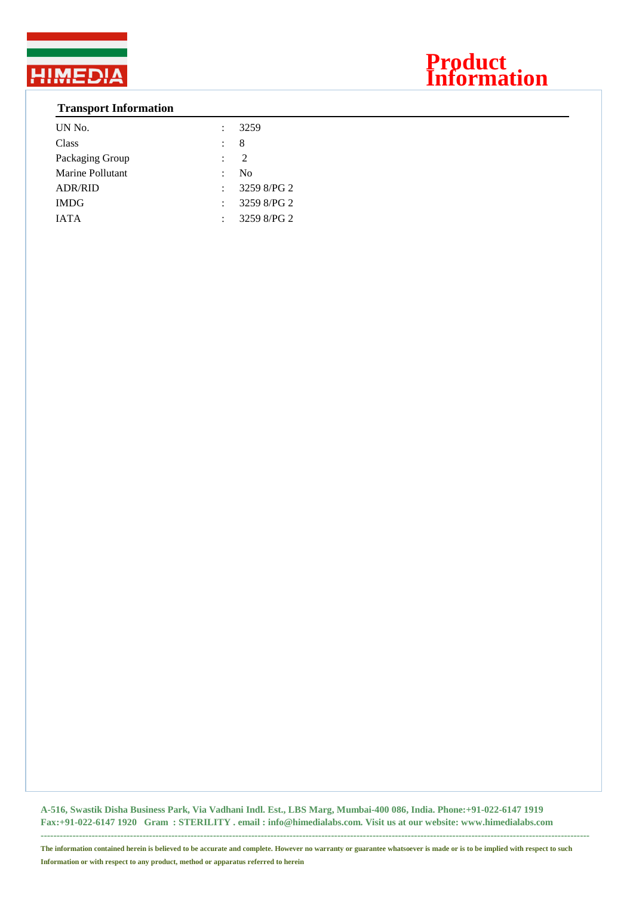## Transport Information

| | | |
|---|---|---|
| UN No. | : | 3259 |
| Class | : | 8 |
| Packaging Group | : | 2 |
| Marine Pollutant | : | No |
| ADR/RID | : | 3259 8/PG 2 |
| IMDG | : | 3259 8/PG 2 |
| IATA | : | 3259 8/PG 2 |

**A-516, Swastik Disha Business Park, Via Vadhani Indl. Est., LBS Marg, Mumbai-400 086, India. Phone:+91-022-6147 1919 Fax:+91-022-6147 1920 Gram : STERILITY . email : info@himedialabs.com. Visit us at our website: www.himedialabs.com**

**The information contained herein is believed to be accurate and complete. However no warranty or guarantee whatsoever is made or is to be implied with respect to such Information or with respect to any product, method or apparatus referred to herein**